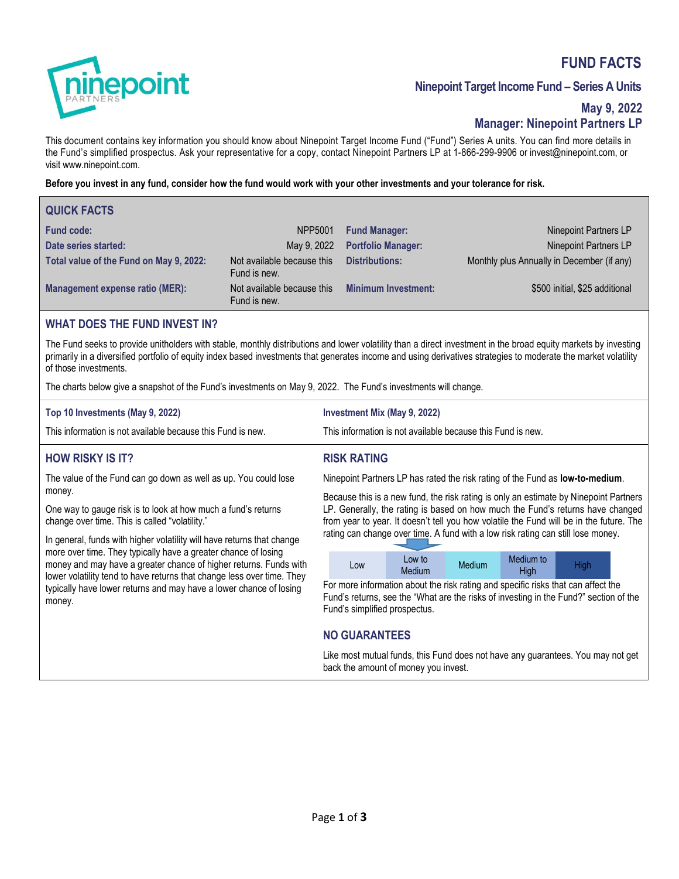# FUND FACTS

## Ninepoint Target Income Fund – Series A Units

**May 9, 2022**

**Manager: Ninepoint Partners LP**

This document contains key information you should know about Ninepoint Target Income Fund ("Fund") Series A units. You can find more details in the Fund's simplified prospectus. Ask your representative for a copy, contact Ninepoint Partners LP at 1-866-299-9906 or invest@ninepoint.com, or visit www.ninepoint.com.

**Before you invest in any fund, consider how the fund would work with your other investments and your tolerance for risk.**

## QUICK FACTS

| | | | |
|---|---|---|---|
| **Fund code:** | NPP5001 | **Fund Manager:** | Ninepoint Partners LP |
| **Date series started:** | May 9, 2022 | **Portfolio Manager:** | Ninepoint Partners LP |
| **Total value of the Fund on May 9, 2022:** | Not available because this Fund is new. | **Distributions:** | Monthly plus Annually in December (if any) |
| **Management expense ratio (MER):** | Not available because this Fund is new. | **Minimum Investment:** | $500 initial, $25 additional |

## WHAT DOES THE FUND INVEST IN?

The Fund seeks to provide unitholders with stable, monthly distributions and lower volatility than a direct investment in the broad equity markets by investing primarily in a diversified portfolio of equity index based investments that generates income and using derivatives strategies to moderate the market volatility of those investments.

The charts below give a snapshot of the Fund's investments on May 9, 2022. The Fund's investments will change.

### Top 10 Investments (May 9, 2022)

This information is not available because this Fund is new.

### Investment Mix (May 9, 2022)

This information is not available because this Fund is new.

## HOW RISKY IS IT?

The value of the Fund can go down as well as up. You could lose money.

One way to gauge risk is to look at how much a fund's returns change over time. This is called "volatility."

In general, funds with higher volatility will have returns that change more over time. They typically have a greater chance of losing money and may have a greater chance of higher returns. Funds with lower volatility tend to have returns that change less over time. They typically have lower returns and may have a lower chance of losing money.

## RISK RATING

Ninepoint Partners LP has rated the risk rating of the Fund as **low-to-medium**.

Because this is a new fund, the risk rating is only an estimate by Ninepoint Partners LP. Generally, the rating is based on how much the Fund's returns have changed from year to year. It doesn't tell you how volatile the Fund will be in the future. The rating can change over time. A fund with a low risk rating can still lose money.

| Low | Low to Medium | Medium | Medium to High | High |
|---|---|---|---|---|

For more information about the risk rating and specific risks that can affect the Fund's returns, see the "What are the risks of investing in the Fund?" section of the Fund's simplified prospectus.

## NO GUARANTEES

Like most mutual funds, this Fund does not have any guarantees. You may not get back the amount of money you invest.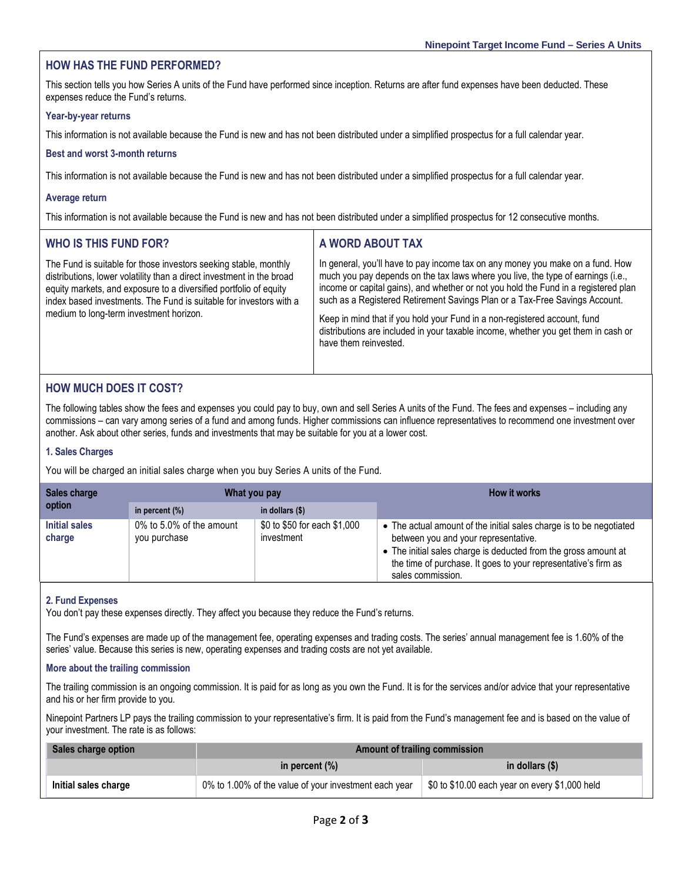## HOW HAS THE FUND PERFORMED?

This section tells you how Series A units of the Fund have performed since inception. Returns are after fund expenses have been deducted. These expenses reduce the Fund's returns.

### Year-by-year returns

This information is not available because the Fund is new and has not been distributed under a simplified prospectus for a full calendar year.

### Best and worst 3-month returns

This information is not available because the Fund is new and has not been distributed under a simplified prospectus for a full calendar year.

### Average return

This information is not available because the Fund is new and has not been distributed under a simplified prospectus for 12 consecutive months.

## WHO IS THIS FUND FOR?

The Fund is suitable for those investors seeking stable, monthly distributions, lower volatility than a direct investment in the broad equity markets, and exposure to a diversified portfolio of equity index based investments. The Fund is suitable for investors with a medium to long-term investment horizon.

## A WORD ABOUT TAX

In general, you'll have to pay income tax on any money you make on a fund. How much you pay depends on the tax laws where you live, the type of earnings (i.e., income or capital gains), and whether or not you hold the Fund in a registered plan such as a Registered Retirement Savings Plan or a Tax-Free Savings Account.

Keep in mind that if you hold your Fund in a non-registered account, fund distributions are included in your taxable income, whether you get them in cash or have them reinvested.

## HOW MUCH DOES IT COST?

The following tables show the fees and expenses you could pay to buy, own and sell Series A units of the Fund. The fees and expenses – including any commissions – can vary among series of a fund and among funds. Higher commissions can influence representatives to recommend one investment over another. Ask about other series, funds and investments that may be suitable for you at a lower cost.

### 1. Sales Charges

You will be charged an initial sales charge when you buy Series A units of the Fund.

| Sales charge option | What you pay | | How it works |
|---|---|---|---|
| | in percent (%) | in dollars ($) | |
| **Initial sales charge** | 0% to 5.0% of the amount you purchase | $0 to $50 for each $1,000 investment | • The actual amount of the initial sales charge is to be negotiated between you and your representative.<br>• The initial sales charge is deducted from the gross amount at the time of purchase. It goes to your representative's firm as sales commission. |

### 2. Fund Expenses

You don't pay these expenses directly. They affect you because they reduce the Fund's returns.

The Fund's expenses are made up of the management fee, operating expenses and trading costs. The series' annual management fee is 1.60% of the series' value. Because this series is new, operating expenses and trading costs are not yet available.

### More about the trailing commission

The trailing commission is an ongoing commission. It is paid for as long as you own the Fund. It is for the services and/or advice that your representative and his or her firm provide to you.

Ninepoint Partners LP pays the trailing commission to your representative's firm. It is paid from the Fund's management fee and is based on the value of your investment. The rate is as follows:

| Sales charge option | Amount of trailing commission | |
|---|---|---|
| | in percent (%) | in dollars ($) |
| **Initial sales charge** | 0% to 1.00% of the value of your investment each year | $0 to $10.00 each year on every $1,000 held |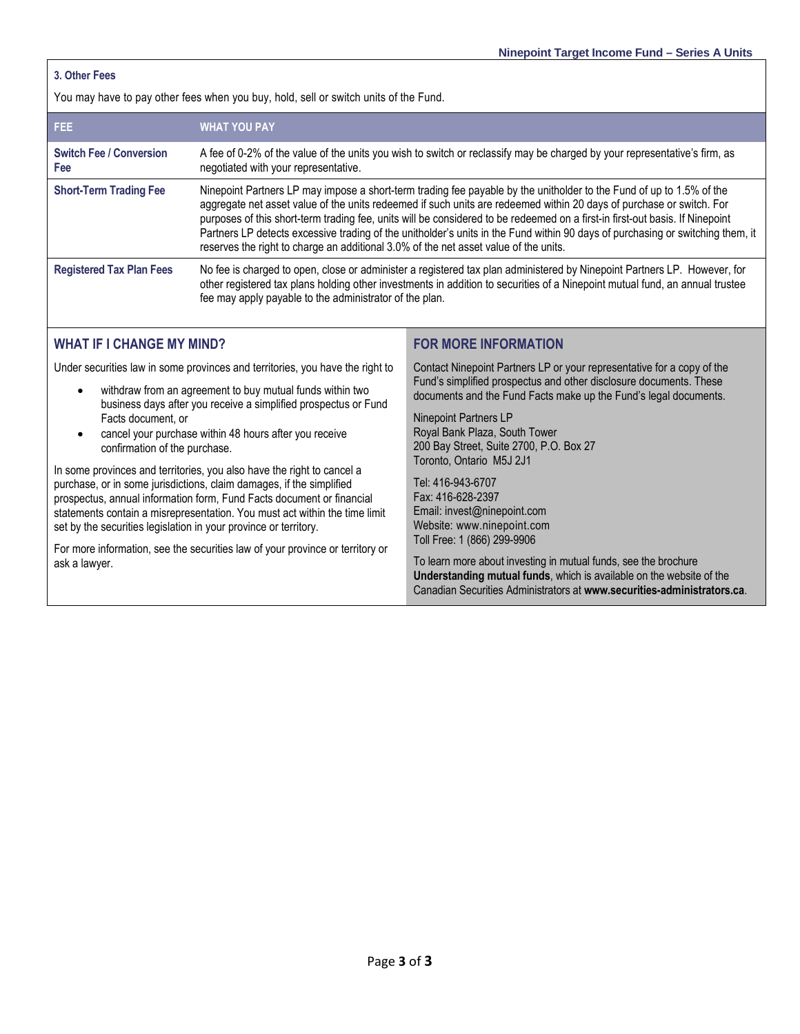### 3. Other Fees

You may have to pay other fees when you buy, hold, sell or switch units of the Fund.

| FEE | WHAT YOU PAY |
|---|---|
| Switch Fee / Conversion Fee | A fee of 0-2% of the value of the units you wish to switch or reclassify may be charged by your representative's firm, as negotiated with your representative. |
| Short-Term Trading Fee | Ninepoint Partners LP may impose a short-term trading fee payable by the unitholder to the Fund of up to 1.5% of the aggregate net asset value of the units redeemed if such units are redeemed within 20 days of purchase or switch. For purposes of this short-term trading fee, units will be considered to be redeemed on a first-in first-out basis. If Ninepoint Partners LP detects excessive trading of the unitholder's units in the Fund within 90 days of purchasing or switching them, it reserves the right to charge an additional 3.0% of the net asset value of the units. |
| Registered Tax Plan Fees | No fee is charged to open, close or administer a registered tax plan administered by Ninepoint Partners LP. However, for other registered tax plans holding other investments in addition to securities of a Ninepoint mutual fund, an annual trustee fee may apply payable to the administrator of the plan. |

## WHAT IF I CHANGE MY MIND?

Under securities law in some provinces and territories, you have the right to

- withdraw from an agreement to buy mutual funds within two business days after you receive a simplified prospectus or Fund Facts document, or
- cancel your purchase within 48 hours after you receive confirmation of the purchase.

In some provinces and territories, you also have the right to cancel a purchase, or in some jurisdictions, claim damages, if the simplified prospectus, annual information form, Fund Facts document or financial statements contain a misrepresentation. You must act within the time limit set by the securities legislation in your province or territory.

For more information, see the securities law of your province or territory or ask a lawyer.

## FOR MORE INFORMATION

Contact Ninepoint Partners LP or your representative for a copy of the Fund's simplified prospectus and other disclosure documents. These documents and the Fund Facts make up the Fund's legal documents.

Ninepoint Partners LP
Royal Bank Plaza, South Tower
200 Bay Street, Suite 2700, P.O. Box 27
Toronto, Ontario M5J 2J1

Tel: 416-943-6707
Fax: 416-628-2397
Email: invest@ninepoint.com
Website: www.ninepoint.com
Toll Free: 1 (866) 299-9906

To learn more about investing in mutual funds, see the brochure **Understanding mutual funds**, which is available on the website of the Canadian Securities Administrators at **www.securities-administrators.ca**.